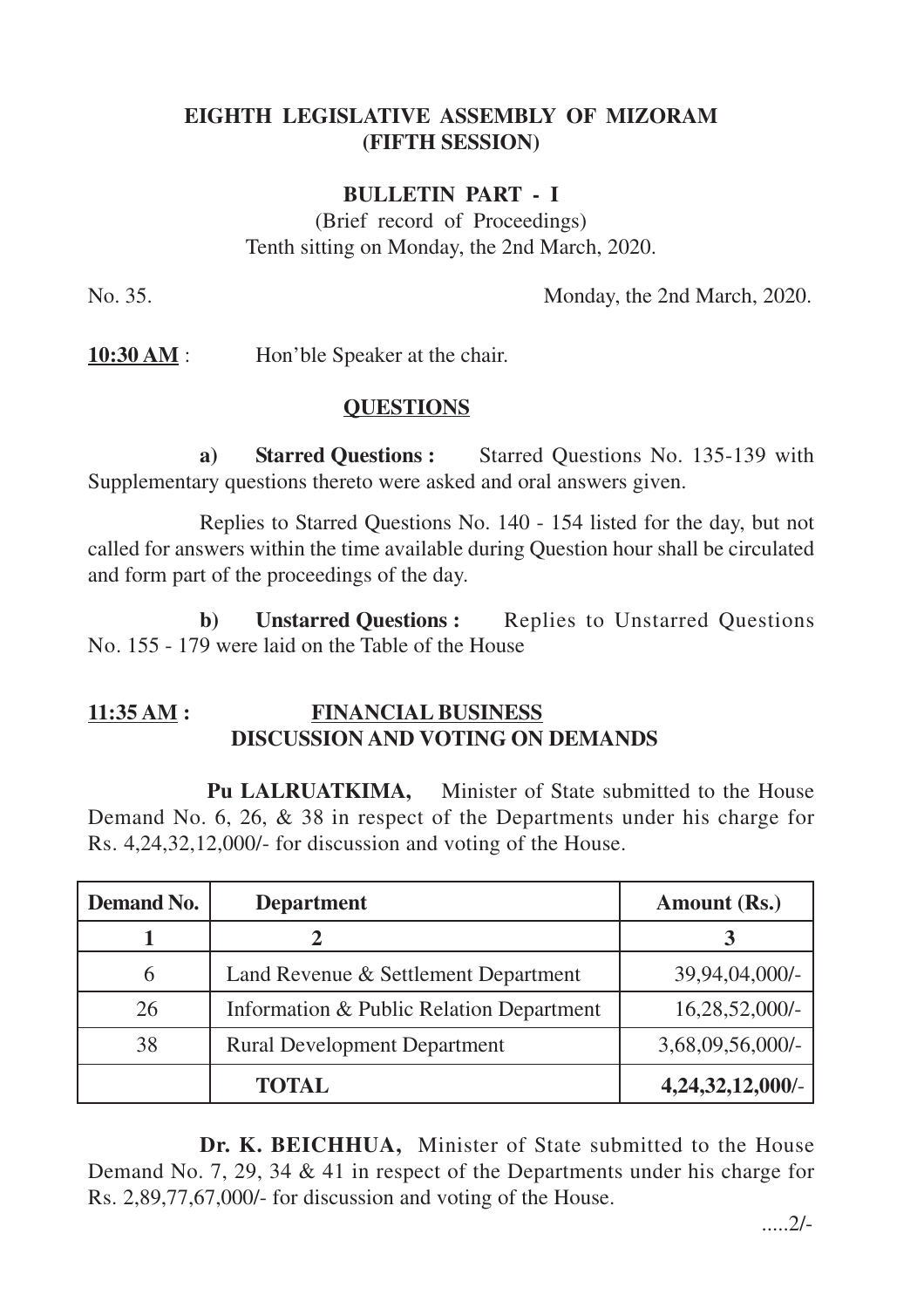# EIGHTH LEGISLATIVE ASSEMBLY OF MIZORAM
## (FIFTH SESSION)

### BULLETIN PART - I

(Brief record of Proceedings)
Tenth sitting on Monday, the 2nd March, 2020.

No. 35. Monday, the 2nd March, 2020.

**10:30 AM** : Hon'ble Speaker at the chair.

**QUESTIONS**

**a) Starred Questions :** Starred Questions No. 135-139 with Supplementary questions thereto were asked and oral answers given.

Replies to Starred Questions No. 140 - 154 listed for the day, but not called for answers within the time available during Question hour shall be circulated and form part of the proceedings of the day.

**b) Unstarred Questions :** Replies to Unstarred Questions No. 155 - 179 were laid on the Table of the House

**11:35 AM : FINANCIAL BUSINESS**
**DISCUSSION AND VOTING ON DEMANDS**

**Pu LALRUATKIMA,** Minister of State submitted to the House Demand No. 6, 26, & 38 in respect of the Departments under his charge for Rs. 4,24,32,12,000/- for discussion and voting of the House.

| Demand No. | Department | Amount (Rs.) |
|---|---|---|
| 1 | 2 | 3 |
| 6 | Land Revenue & Settlement Department | 39,94,04,000/- |
| 26 | Information & Public Relation Department | 16,28,52,000/- |
| 38 | Rural Development Department | 3,68,09,56,000/- |
| | **TOTAL** | **4,24,32,12,000/-** |

**Dr. K. BEICHHUA,** Minister of State submitted to the House Demand No. 7, 29, 34 & 41 in respect of the Departments under his charge for Rs. 2,89,77,67,000/- for discussion and voting of the House.

.....2/-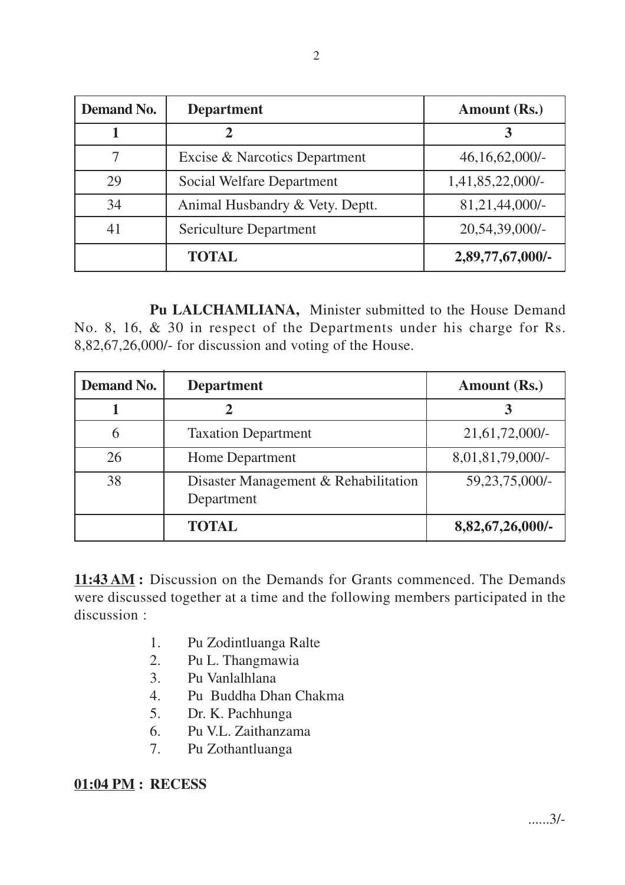| Demand No. | Department | Amount (Rs.) |
|---|---|---|
| 1 | 2 | 3 |
| 7 | Excise & Narcotics Department | 46,16,62,000/- |
| 29 | Social Welfare Department | 1,41,85,22,000/- |
| 34 | Animal Husbandry & Vety. Deptt. | 81,21,44,000/- |
| 41 | Sericulture Department | 20,54,39,000/- |
| | **TOTAL** | **2,89,77,67,000/-** |

**Pu LALCHAMLIANA,** Minister submitted to the House Demand No. 8, 16, & 30 in respect of the Departments under his charge for Rs. 8,82,67,26,000/- for discussion and voting of the House.

| Demand No. | Department | Amount (Rs.) |
|---|---|---|
| 1 | 2 | 3 |
| 6 | Taxation Department | 21,61,72,000/- |
| 26 | Home Department | 8,01,81,79,000/- |
| 38 | Disaster Management & Rehabilitation Department | 59,23,75,000/- |
| | **TOTAL** | **8,82,67,26,000/-** |

**<u>11:43 AM</u> :** Discussion on the Demands for Grants commenced. The Demands were discussed together at a time and the following members participated in the discussion :

1. Pu Zodintluanga Ralte
2. Pu L. Thangmawia
3. Pu Vanlalhlana
4. Pu Buddha Dhan Chakma
5. Dr. K. Pachhunga
6. Pu V.L. Zaithanzama
7. Pu Zothantluanga

**<u>01:04 PM</u> : RECESS**

......3/-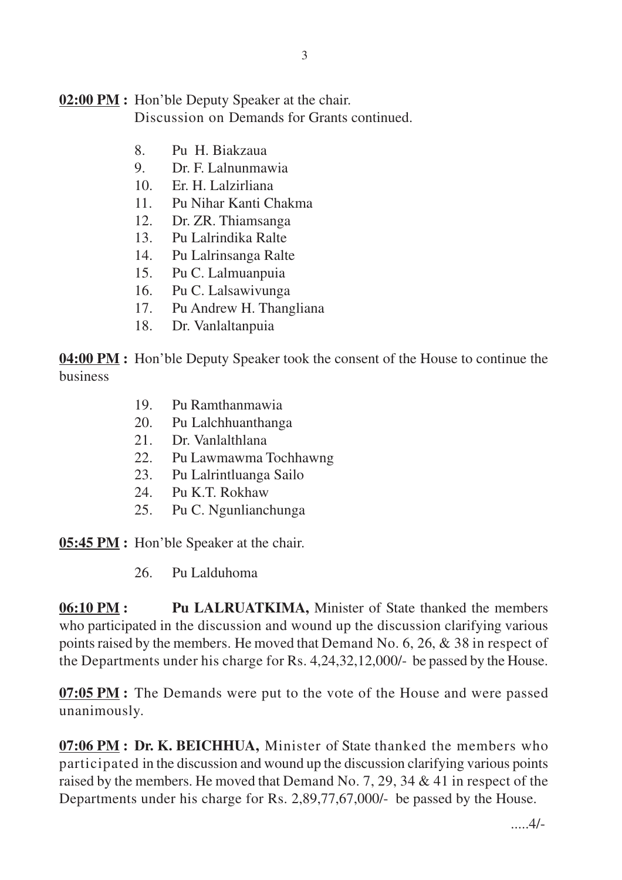**02:00 PM :** Hon'ble Deputy Speaker at the chair.
Discussion on Demands for Grants continued.

8. Pu H. Biakzaua
9. Dr. F. Lalnunmawia
10. Er. H. Lalzirliana
11. Pu Nihar Kanti Chakma
12. Dr. ZR. Thiamsanga
13. Pu Lalrindika Ralte
14. Pu Lalrinsanga Ralte
15. Pu C. Lalmuanpuia
16. Pu C. Lalsawivunga
17. Pu Andrew H. Thangliana
18. Dr. Vanlaltanpuia

**04:00 PM :** Hon'ble Deputy Speaker took the consent of the House to continue the business

19. Pu Ramthanmawia
20. Pu Lalchhuanthanga
21. Dr. Vanlalthlana
22. Pu Lawmawma Tochhawng
23. Pu Lalrintluanga Sailo
24. Pu K.T. Rokhaw
25. Pu C. Ngunlianchunga

**05:45 PM :** Hon'ble Speaker at the chair.

26. Pu Lalduhoma

**06:10 PM :** **Pu LALRUATKIMA,** Minister of State thanked the members who participated in the discussion and wound up the discussion clarifying various points raised by the members. He moved that Demand No. 6, 26, & 38 in respect of the Departments under his charge for Rs. 4,24,32,12,000/- be passed by the House.

**07:05 PM :** The Demands were put to the vote of the House and were passed unanimously.

**07:06 PM :** **Dr. K. BEICHHUA,** Minister of State thanked the members who participated in the discussion and wound up the discussion clarifying various points raised by the members. He moved that Demand No. 7, 29, 34 & 41 in respect of the Departments under his charge for Rs. 2,89,77,67,000/- be passed by the House.

.....4/-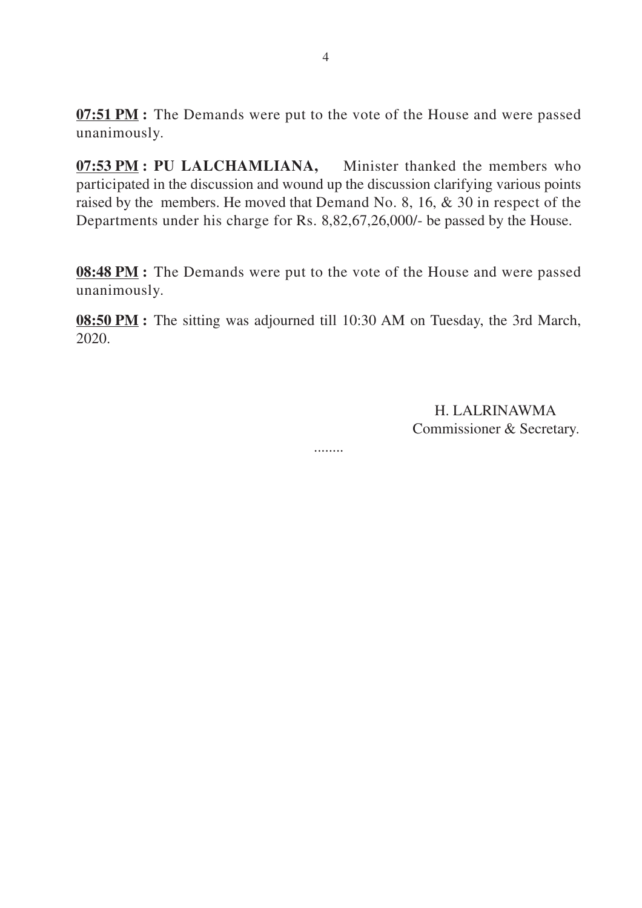**07:51 PM :** The Demands were put to the vote of the House and were passed unanimously.

**07:53 PM : PU LALCHAMLIANA,** Minister thanked the members who participated in the discussion and wound up the discussion clarifying various points raised by the members. He moved that Demand No. 8, 16, & 30 in respect of the Departments under his charge for Rs. 8,82,67,26,000/- be passed by the House.

**08:48 PM :** The Demands were put to the vote of the House and were passed unanimously.

**08:50 PM :** The sitting was adjourned till 10:30 AM on Tuesday, the 3rd March, 2020.

H. LALRINAWMA
Commissioner & Secretary.

........